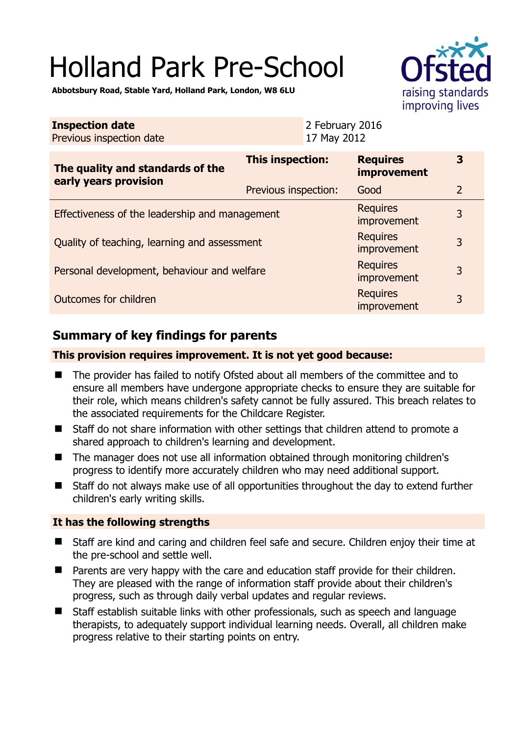# Holland Park Pre-School

**Abbotsbury Road, Stable Yard, Holland Park, London, W8 6LU**

| **Inspection date** | 2 February 2016 |
|---|---|
| Previous inspection date | 17 May 2012 |

| **The quality and standards of the early years provision** | **This inspection:** | **Requires improvement** | **3** |
|---|---|---|---|
| | Previous inspection: | Good | 2 |
| Effectiveness of the leadership and management | | Requires improvement | 3 |
| Quality of teaching, learning and assessment | | Requires improvement | 3 |
| Personal development, behaviour and welfare | | Requires improvement | 3 |
| Outcomes for children | | Requires improvement | 3 |

## Summary of key findings for parents

**This provision requires improvement. It is not yet good because:**

- The provider has failed to notify Ofsted about all members of the committee and to ensure all members have undergone appropriate checks to ensure they are suitable for their role, which means children's safety cannot be fully assured. This breach relates to the associated requirements for the Childcare Register.
- Staff do not share information with other settings that children attend to promote a shared approach to children's learning and development.
- The manager does not use all information obtained through monitoring children's progress to identify more accurately children who may need additional support.
- Staff do not always make use of all opportunities throughout the day to extend further children's early writing skills.

**It has the following strengths**

- Staff are kind and caring and children feel safe and secure. Children enjoy their time at the pre-school and settle well.
- Parents are very happy with the care and education staff provide for their children. They are pleased with the range of information staff provide about their children's progress, such as through daily verbal updates and regular reviews.
- Staff establish suitable links with other professionals, such as speech and language therapists, to adequately support individual learning needs. Overall, all children make progress relative to their starting points on entry.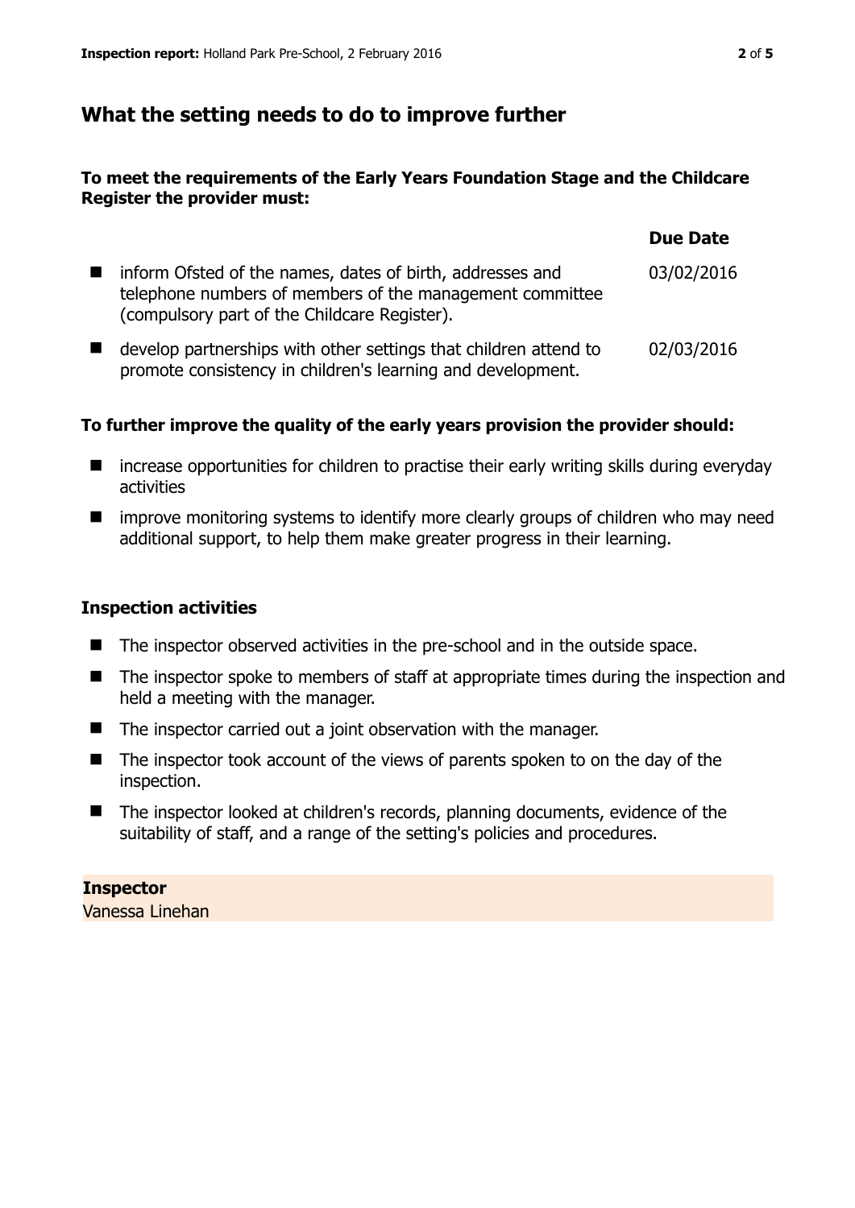## What the setting needs to do to improve further

**To meet the requirements of the Early Years Foundation Stage and the Childcare Register the provider must:**

| | Due Date |
|---|---|
| inform Ofsted of the names, dates of birth, addresses and telephone numbers of members of the management committee (compulsory part of the Childcare Register). | 03/02/2016 |
| develop partnerships with other settings that children attend to promote consistency in children's learning and development. | 02/03/2016 |

**To further improve the quality of the early years provision the provider should:**

- increase opportunities for children to practise their early writing skills during everyday activities
- improve monitoring systems to identify more clearly groups of children who may need additional support, to help them make greater progress in their learning.

### Inspection activities

- The inspector observed activities in the pre-school and in the outside space.
- The inspector spoke to members of staff at appropriate times during the inspection and held a meeting with the manager.
- The inspector carried out a joint observation with the manager.
- The inspector took account of the views of parents spoken to on the day of the inspection.
- The inspector looked at children's records, planning documents, evidence of the suitability of staff, and a range of the setting's policies and procedures.

**Inspector**
Vanessa Linehan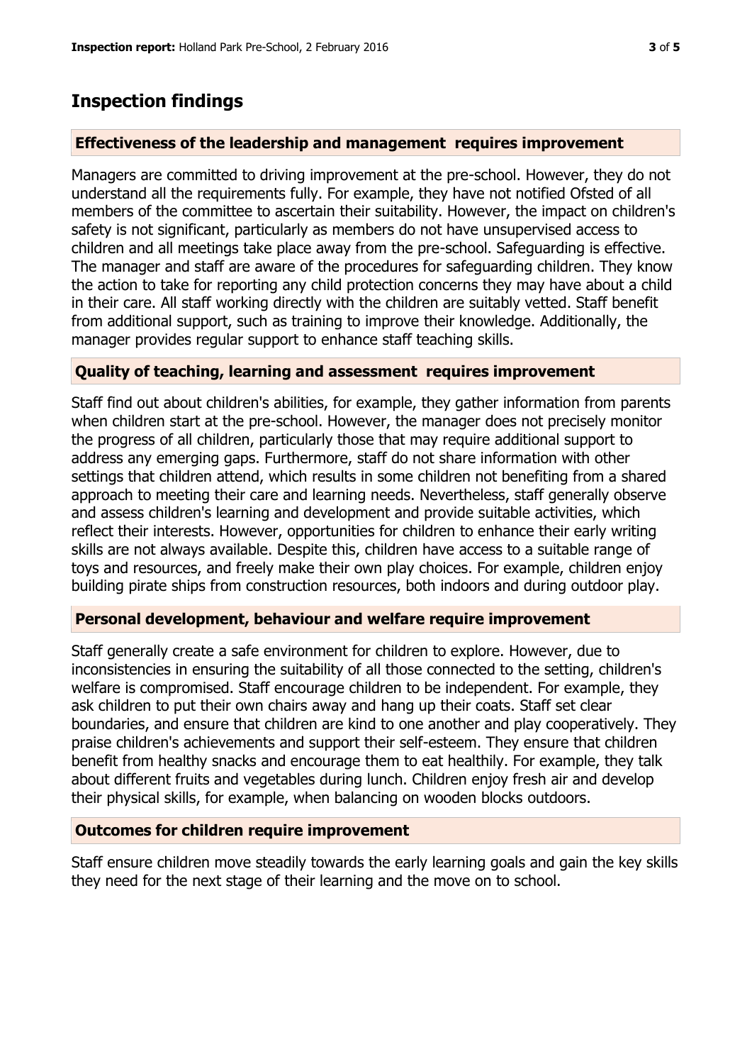## Inspection findings

### Effectiveness of the leadership and management requires improvement

Managers are committed to driving improvement at the pre-school. However, they do not understand all the requirements fully. For example, they have not notified Ofsted of all members of the committee to ascertain their suitability. However, the impact on children's safety is not significant, particularly as members do not have unsupervised access to children and all meetings take place away from the pre-school. Safeguarding is effective. The manager and staff are aware of the procedures for safeguarding children. They know the action to take for reporting any child protection concerns they may have about a child in their care. All staff working directly with the children are suitably vetted. Staff benefit from additional support, such as training to improve their knowledge. Additionally, the manager provides regular support to enhance staff teaching skills.

### Quality of teaching, learning and assessment requires improvement

Staff find out about children's abilities, for example, they gather information from parents when children start at the pre-school. However, the manager does not precisely monitor the progress of all children, particularly those that may require additional support to address any emerging gaps. Furthermore, staff do not share information with other settings that children attend, which results in some children not benefiting from a shared approach to meeting their care and learning needs. Nevertheless, staff generally observe and assess children's learning and development and provide suitable activities, which reflect their interests. However, opportunities for children to enhance their early writing skills are not always available. Despite this, children have access to a suitable range of toys and resources, and freely make their own play choices. For example, children enjoy building pirate ships from construction resources, both indoors and during outdoor play.

### Personal development, behaviour and welfare require improvement

Staff generally create a safe environment for children to explore. However, due to inconsistencies in ensuring the suitability of all those connected to the setting, children's welfare is compromised. Staff encourage children to be independent. For example, they ask children to put their own chairs away and hang up their coats. Staff set clear boundaries, and ensure that children are kind to one another and play cooperatively. They praise children's achievements and support their self-esteem. They ensure that children benefit from healthy snacks and encourage them to eat healthily. For example, they talk about different fruits and vegetables during lunch. Children enjoy fresh air and develop their physical skills, for example, when balancing on wooden blocks outdoors.

### Outcomes for children require improvement

Staff ensure children move steadily towards the early learning goals and gain the key skills they need for the next stage of their learning and the move on to school.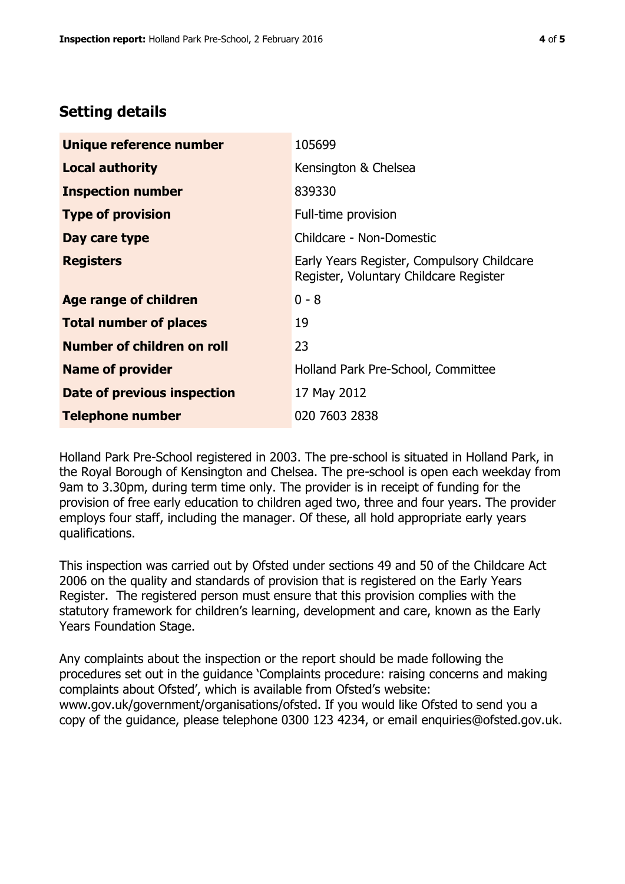## Setting details

| | |
|---|---|
| **Unique reference number** | 105699 |
| **Local authority** | Kensington & Chelsea |
| **Inspection number** | 839330 |
| **Type of provision** | Full-time provision |
| **Day care type** | Childcare - Non-Domestic |
| **Registers** | Early Years Register, Compulsory Childcare Register, Voluntary Childcare Register |
| **Age range of children** | 0 - 8 |
| **Total number of places** | 19 |
| **Number of children on roll** | 23 |
| **Name of provider** | Holland Park Pre-School, Committee |
| **Date of previous inspection** | 17 May 2012 |
| **Telephone number** | 020 7603 2838 |

Holland Park Pre-School registered in 2003. The pre-school is situated in Holland Park, in the Royal Borough of Kensington and Chelsea. The pre-school is open each weekday from 9am to 3.30pm, during term time only. The provider is in receipt of funding for the provision of free early education to children aged two, three and four years. The provider employs four staff, including the manager. Of these, all hold appropriate early years qualifications.

This inspection was carried out by Ofsted under sections 49 and 50 of the Childcare Act 2006 on the quality and standards of provision that is registered on the Early Years Register. The registered person must ensure that this provision complies with the statutory framework for children's learning, development and care, known as the Early Years Foundation Stage.

Any complaints about the inspection or the report should be made following the procedures set out in the guidance 'Complaints procedure: raising concerns and making complaints about Ofsted', which is available from Ofsted's website: www.gov.uk/government/organisations/ofsted. If you would like Ofsted to send you a copy of the guidance, please telephone 0300 123 4234, or email enquiries@ofsted.gov.uk.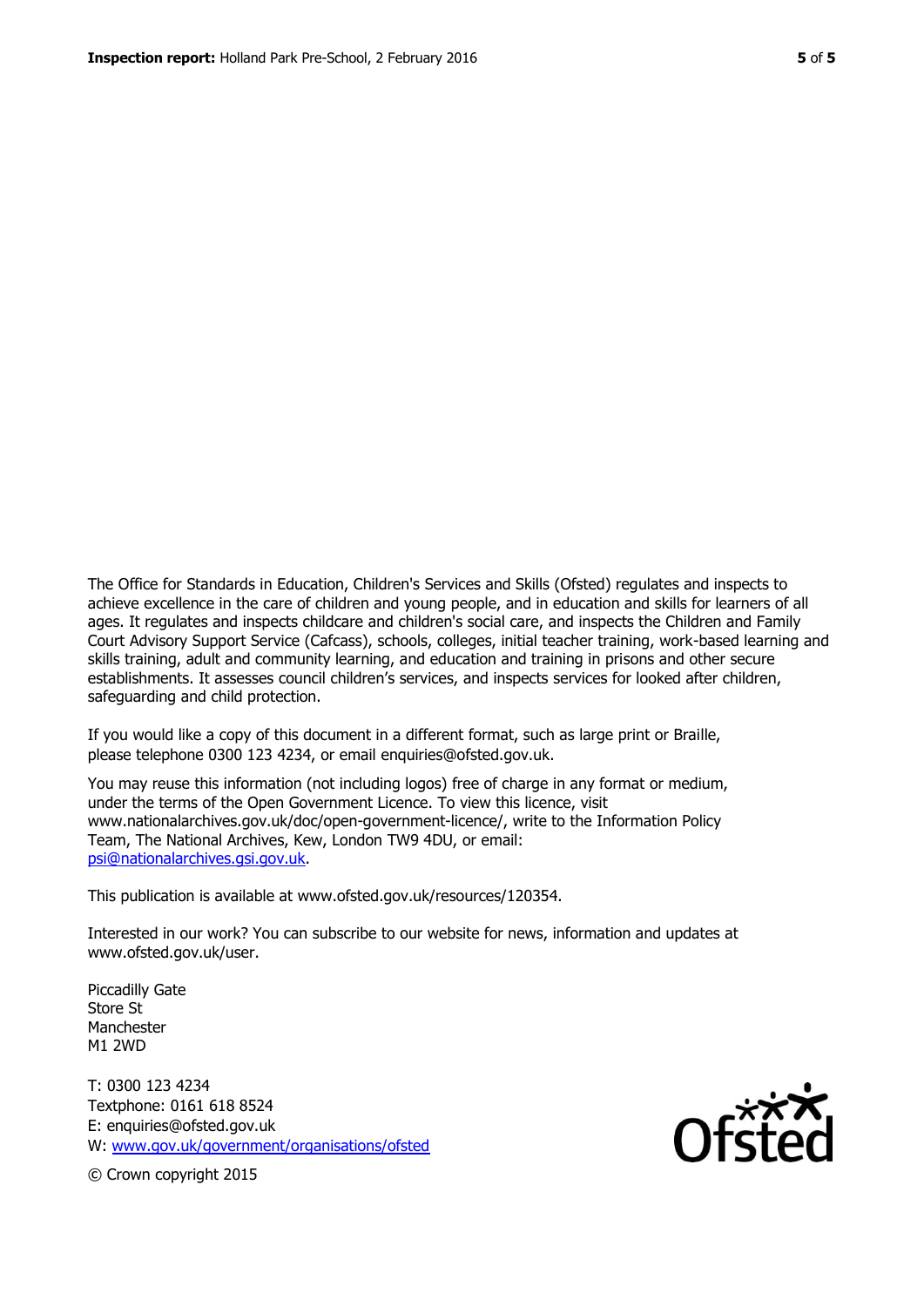The Office for Standards in Education, Children's Services and Skills (Ofsted) regulates and inspects to achieve excellence in the care of children and young people, and in education and skills for learners of all ages. It regulates and inspects childcare and children's social care, and inspects the Children and Family Court Advisory Support Service (Cafcass), schools, colleges, initial teacher training, work-based learning and skills training, adult and community learning, and education and training in prisons and other secure establishments. It assesses council children's services, and inspects services for looked after children, safeguarding and child protection.

If you would like a copy of this document in a different format, such as large print or Braille, please telephone 0300 123 4234, or email enquiries@ofsted.gov.uk.

You may reuse this information (not including logos) free of charge in any format or medium, under the terms of the Open Government Licence. To view this licence, visit www.nationalarchives.gov.uk/doc/open-government-licence/, write to the Information Policy Team, The National Archives, Kew, London TW9 4DU, or email: psi@nationalarchives.gsi.gov.uk.

This publication is available at www.ofsted.gov.uk/resources/120354.

Interested in our work? You can subscribe to our website for news, information and updates at www.ofsted.gov.uk/user.

Piccadilly Gate
Store St
Manchester
M1 2WD

T: 0300 123 4234
Textphone: 0161 618 8524
E: enquiries@ofsted.gov.uk
W: www.gov.uk/government/organisations/ofsted

© Crown copyright 2015